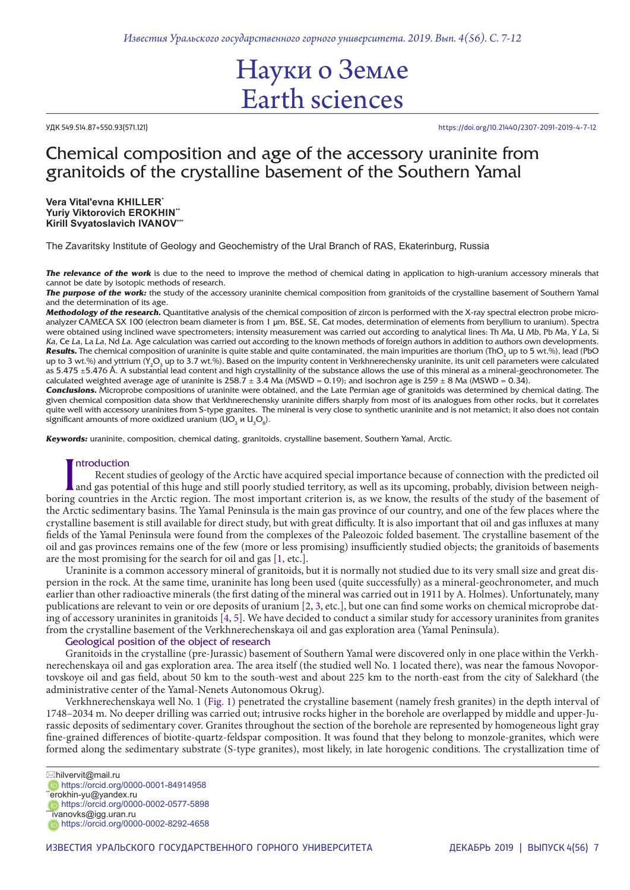# Науки о Земле
# Earth sciences

УДК 549.514.87+550.93(571.121)

https://doi.org/10.21440/2307-2091-2019-4-7-12

## Chemical composition and age of the accessory uraninite from granitoids of the crystalline basement of the Southern Yamal

**Vera Vital'evna KHILLER***
**Yuriy Viktorovich EROKHIN****
**Kirill Svyatoslavich IVANOV*****

The Zavaritsky Institute of Geology and Geochemistry of the Ural Branch of RAS, Ekaterinburg, Russia

***The relevance of the work*** is due to the need to improve the method of chemical dating in application to high-uranium accessory minerals that cannot be date by isotopic methods of research.

***The purpose of the work:*** the study of the accessory uraninite chemical composition from granitoids of the crystalline basement of Southern Yamal and the determination of its age.

***Methodology of the research.*** Quantitative analysis of the chemical composition of zircon is performed with the X-ray spectral electron probe microanalyzer CAMECA SX 100 (electron beam diameter is from 1 μm, BSE, SE, Cat modes, determination of elements from beryllium to uranium). Spectra were obtained using inclined wave spectrometers; intensity measurement was carried out according to analytical lines: Th *Ma*, U *Mb*, Pb *Ma*, Y *La*, Si *Ka*, Ce *La*, La *La*, Nd *La*. Age calculation was carried out according to the known methods of foreign authors in addition to authors own developments.

***Results.*** The chemical composition of uraninite is quite stable and quite contaminated, the main impurities are thorium ($ThO_2$ up to 5 wt.%), lead (PbO up to 3 wt.%) and yttrium ($Y_2O_3$ up to 3.7 wt.%). Based on the impurity content in Verkhnerechensky uraninite, its unit cell parameters were calculated as 5.475 ±5.476 Å. A substantial lead content and high crystallinity of the substance allows the use of this mineral as a mineral-geochronometer. The calculated weighted average age of uraninite is 258.7 ± 3.4 Ma (MSWD = 0.19); and isochron age is 259 ± 8 Ma (MSWD = 0.34).

***Conclusions.*** Microprobe compositions of uraninite were obtained, and the Late Permian age of granitoids was determined by chemical dating. The given chemical composition data show that Verkhnerechensky uraninite differs sharply from most of its analogues from other rocks, but it correlates quite well with accessory uraninites from S-type granites. The mineral is very close to synthetic uraninite and is not metamict; it also does not contain significant amounts of more oxidized uranium ($UO_3$ и $U_3O_8$).

***Keywords:*** uraninite, composition, chemical dating, granitoids, crystalline basement, Southern Yamal, Arctic.

### Introduction

Recent studies of geology of the Arctic have acquired special importance because of connection with the predicted oil and gas potential of this huge and still poorly studied territory, as well as its upcoming, probably, division between neighboring countries in the Arctic region. The most important criterion is, as we know, the results of the study of the basement of the Arctic sedimentary basins. The Yamal Peninsula is the main gas province of our country, and one of the few places where the crystalline basement is still available for direct study, but with great difficulty. It is also important that oil and gas influxes at many fields of the Yamal Peninsula were found from the complexes of the Paleozoic folded basement. The crystalline basement of the oil and gas provinces remains one of the few (more or less promising) insufficiently studied objects; the granitoids of basements are the most promising for the search for oil and gas [1, etc.].

Uraninite is a common accessory mineral of granitoids, but it is normally not studied due to its very small size and great dispersion in the rock. At the same time, uraninite has long been used (quite successfully) as a mineral-geochronometer, and much earlier than other radioactive minerals (the first dating of the mineral was carried out in 1911 by A. Holmes). Unfortunately, many publications are relevant to vein or ore deposits of uranium [2, 3, etc.], but one can find some works on chemical microprobe dating of accessory uraninites in granitoids [4, 5]. We have decided to conduct a similar study for accessory uraninites from granites from the crystalline basement of the Verkhnerechenskaya oil and gas exploration area (Yamal Peninsula).

### Geological position of the object of research

Granitoids in the crystalline (pre-Jurassic) basement of Southern Yamal were discovered only in one place within the Verkhnerechenskaya oil and gas exploration area. The area itself (the studied well No. 1 located there), was near the famous Novoportovskoye oil and gas field, about 50 km to the south-west and about 225 km to the north-east from the city of Salekhard (the administrative center of the Yamal-Nenets Autonomous Okrug).

Verkhnerechenskaya well No. 1 (Fig. 1) penetrated the crystalline basement (namely fresh granites) in the depth interval of 1748–2034 m. No deeper drilling was carried out; intrusive rocks higher in the borehole are overlapped by middle and upper-Jurassic deposits of sedimentary cover. Granites throughout the section of the borehole are represented by homogeneous light gray fine-grained differences of biotite-quartz-feldspar composition. It was found that they belong to monzole-granites, which were formed along the sedimentary substrate (S-type granites), most likely, in late horogenic conditions. The crystallization time of

---

*hilvervit@mail.ru
https://orcid.org/0000-0001-84914958
**erokhin-yu@yandex.ru
https://orcid.org/0000-0002-0577-5898
***ivanovks@igg.uran.ru
https://orcid.org/0000-0002-8292-4658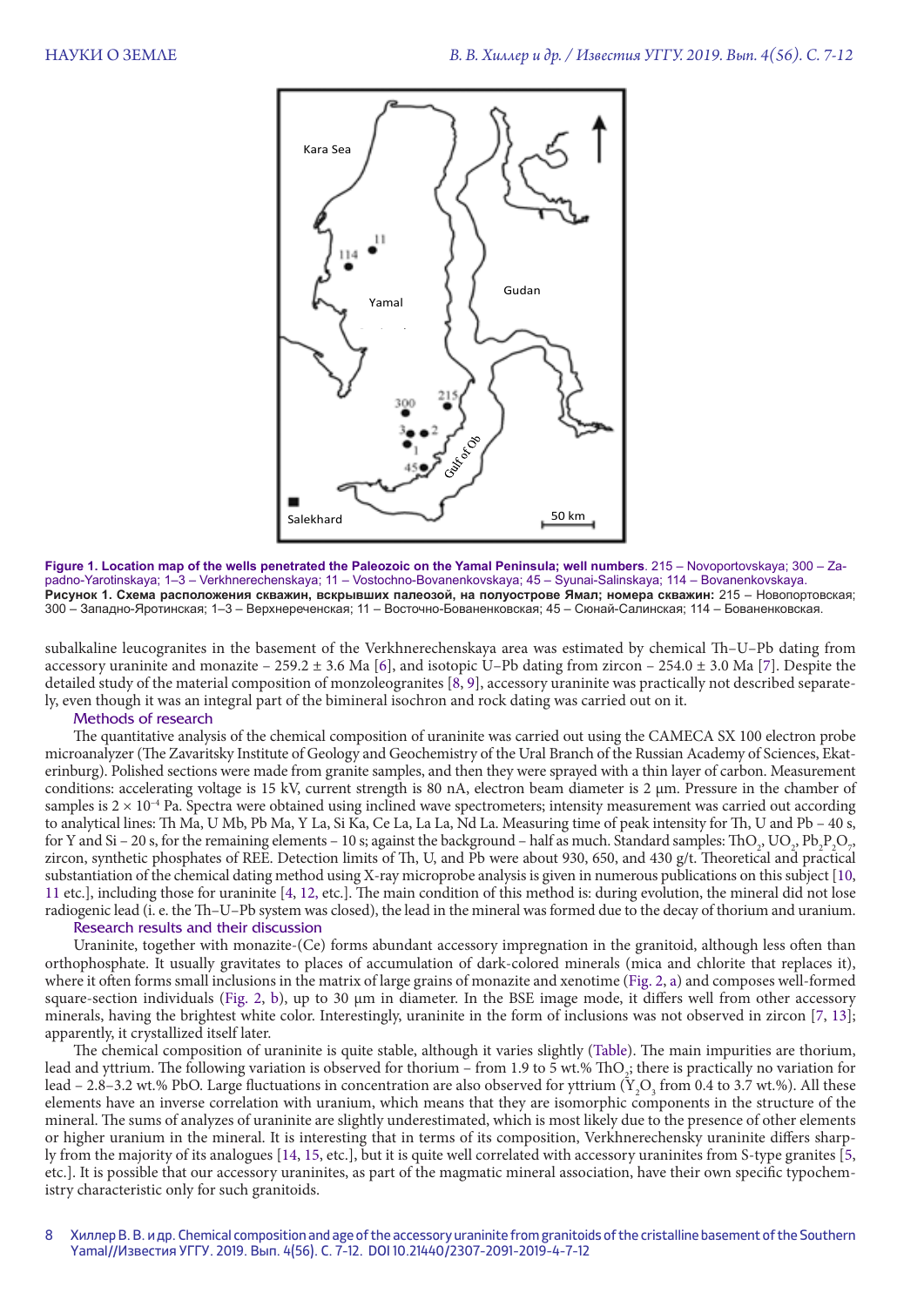Figure 1. Location map of the wells penetrated the Paleozoic on the Yamal Peninsula; well numbers. 215 – Novoportovskaya; 300 – Zapadno-Yarotinskaya; 1–3 – Verkhnerechenskaya; 11 – Vostochno-Bovanenkovskaya; 45 – Syunai-Salinskaya; 114 – Bovanenkovskaya.

**Рисунок 1. Схема расположения скважин, вскрывших палеозой, на полуострове Ямал; номера скважин:** 215 – Новопортовская; 300 – Западно-Яротинская; 1–3 – Верхнереченская; 11 – Восточно-Бованенковская; 45 – Сюнай-Салинская; 114 – Бованенковская.

subalkaline leucogranites in the basement of the Verkhnerechenskaya area was estimated by chemical Th–U–Pb dating from accessory uraninite and monazite – 259.2 ± 3.6 Ma [6], and isotopic U–Pb dating from zircon – 254.0 ± 3.0 Ma [7]. Despite the detailed study of the material composition of monzoleogranites [8, 9], accessory uraninite was practically not described separately, even though it was an integral part of the bimineral isochron and rock dating was carried out on it.

## Methods of research

The quantitative analysis of the chemical composition of uraninite was carried out using the CAMECA SX 100 electron probe microanalyzer (The Zavaritsky Institute of Geology and Geochemistry of the Ural Branch of the Russian Academy of Sciences, Ekaterinburg). Polished sections were made from granite samples, and then they were sprayed with a thin layer of carbon. Measurement conditions: accelerating voltage is 15 kV, current strength is 80 nA, electron beam diameter is 2 μm. Pressure in the chamber of samples is $2 \times 10^{-4}$ Pa. Spectra were obtained using inclined wave spectrometers; intensity measurement was carried out according to analytical lines: Th Ma, U Mb, Pb Ma, Y La, Si Ka, Ce La, La La, Nd La. Measuring time of peak intensity for Th, U and Pb – 40 s, for Y and Si – 20 s, for the remaining elements – 10 s; against the background – half as much. Standard samples: $ThO_2$, $UO_2$, $Pb_2P_2O_7$, zircon, synthetic phosphates of REE. Detection limits of Th, U, and Pb were about 930, 650, and 430 g/t. Theoretical and practical substantiation of the chemical dating method using X-ray microprobe analysis is given in numerous publications on this subject [10, 11 etc.], including those for uraninite [4, 12, etc.]. The main condition of this method is: during evolution, the mineral did not lose radiogenic lead (i. e. the Th–U–Pb system was closed), the lead in the mineral was formed due to the decay of thorium and uranium.

## Research results and their discussion

Uraninite, together with monazite-(Ce) forms abundant accessory impregnation in the granitoid, although less often than orthophosphate. It usually gravitates to places of accumulation of dark-colored minerals (mica and chlorite that replaces it), where it often forms small inclusions in the matrix of large grains of monazite and xenotime (Fig. 2, a) and composes well-formed square-section individuals (Fig. 2, b), up to 30 μm in diameter. In the BSE image mode, it differs well from other accessory minerals, having the brightest white color. Interestingly, uraninite in the form of inclusions was not observed in zircon [7, 13]; apparently, it crystallized itself later.

The chemical composition of uraninite is quite stable, although it varies slightly (Table). The main impurities are thorium, lead and yttrium. The following variation is observed for thorium – from 1.9 to 5 wt.% $ThO_2$; there is practically no variation for lead – 2.8–3.2 wt.% PbO. Large fluctuations in concentration are also observed for yttrium ($Y_2O_3$ from 0.4 to 3.7 wt.%). All these elements have an inverse correlation with uranium, which means that they are isomorphic components in the structure of the mineral. The sums of analyzes of uraninite are slightly underestimated, which is most likely due to the presence of other elements or higher uranium in the mineral. It is interesting that in terms of its composition, Verkhnerechensky uraninite differs sharply from the majority of its analogues [14, 15, etc.], but it is quite well correlated with accessory uraninites from S-type granites [5, etc.]. It is possible that our accessory uraninites, as part of the magmatic mineral association, have their own specific typochemistry characteristic only for such granitoids.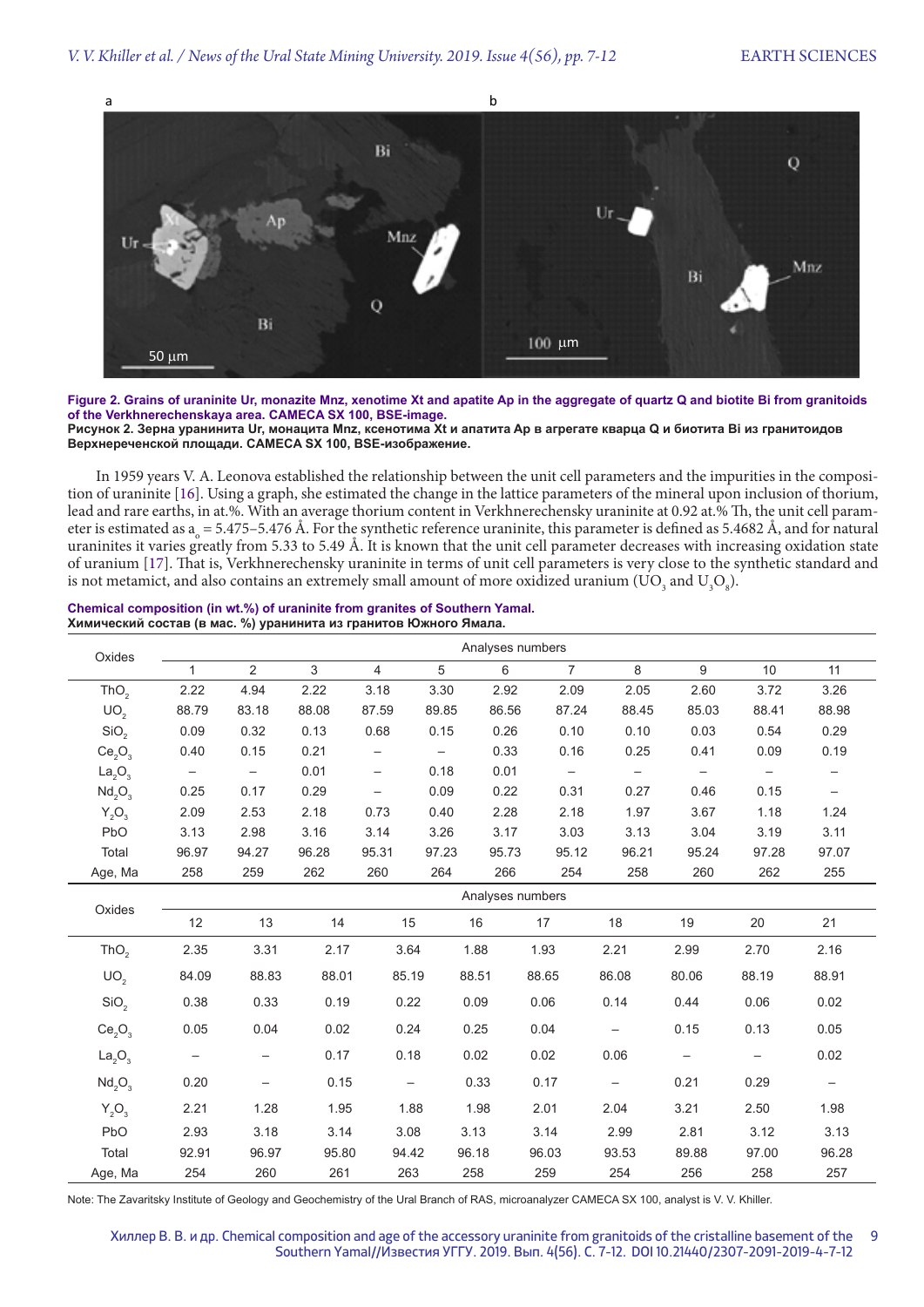**Figure 2. Grains of uraninite Ur, monazite Mnz, xenotime Xt and apatite Ap in the aggregate of quartz Q and biotite Bi from granitoids of the Verkhnerechenskaya area. CAMECA SX 100, BSE-image.**
**Рисунок 2. Зерна уранинита Ur, монацита Mnz, ксенотима Xt и апатита Ap в агрегате кварца Q и биотита Bi из гранитоидов Верхнеречецкой площади. CAMECA SX 100, BSE-изображение.**

In 1959 years V. A. Leonova established the relationship between the unit cell parameters and the impurities in the composition of uraninite [16]. Using a graph, she estimated the change in the lattice parameters of the mineral upon inclusion of thorium, lead and rare earths, in at.%. With an average thorium content in Verkhnerechensky uraninite at 0.92 at.% Th, the unit cell parameter is estimated as $a_o$ = 5.475–5.476 Å. For the synthetic reference uraninite, this parameter is defined as 5.4682 Å, and for natural uraninites it varies greatly from 5.33 to 5.49 Å. It is known that the unit cell parameter decreases with increasing oxidation state of uranium [17]. That is, Verkhnerechensky uraninite in terms of unit cell parameters is very close to the synthetic standard and is not metamict, and also contains an extremely small amount of more oxidized uranium ($UO_3$ and $U_3O_8$).

**Chemical composition (in wt.%) of uraninite from granites of Southern Yamal.**
**Химический состав (в мас. %) уранинита из гранитов Южного Ямала.**

| Oxides | Analyses numbers | | | | | | | | | | |
|---|---|---|---|---|---|---|---|---|---|---|---|
| | 1 | 2 | 3 | 4 | 5 | 6 | 7 | 8 | 9 | 10 | 11 |
| $ThO_2$ | 2.22 | 4.94 | 2.22 | 3.18 | 3.30 | 2.92 | 2.09 | 2.05 | 2.60 | 3.72 | 3.26 |
| $UO_2$ | 88.79 | 83.18 | 88.08 | 87.59 | 89.85 | 86.56 | 87.24 | 88.45 | 85.03 | 88.41 | 88.98 |
| $SiO_2$ | 0.09 | 0.32 | 0.13 | 0.68 | 0.15 | 0.26 | 0.10 | 0.10 | 0.03 | 0.54 | 0.29 |
| $Ce_2O_3$ | 0.40 | 0.15 | 0.21 | – | – | 0.33 | 0.16 | 0.25 | 0.41 | 0.09 | 0.19 |
| $La_2O_3$ | – | – | 0.01 | – | 0.18 | 0.01 | – | – | – | – | – |
| $Nd_2O_3$ | 0.25 | 0.17 | 0.29 | – | 0.09 | 0.22 | 0.31 | 0.27 | 0.46 | 0.15 | – |
| $Y_2O_3$ | 2.09 | 2.53 | 2.18 | 0.73 | 0.40 | 2.28 | 2.18 | 1.97 | 3.67 | 1.18 | 1.24 |
| PbO | 3.13 | 2.98 | 3.16 | 3.14 | 3.26 | 3.17 | 3.03 | 3.13 | 3.04 | 3.19 | 3.11 |
| Total | 96.97 | 94.27 | 96.28 | 95.31 | 97.23 | 95.73 | 95.12 | 96.21 | 95.24 | 97.28 | 97.07 |
| Age, Ma | 258 | 259 | 262 | 260 | 264 | 266 | 254 | 258 | 260 | 262 | 255 |

| Oxides | Analyses numbers | | | | | | | | | |
|---|---|---|---|---|---|---|---|---|---|---|
| | 12 | 13 | 14 | 15 | 16 | 17 | 18 | 19 | 20 | 21 |
| $ThO_2$ | 2.35 | 3.31 | 2.17 | 3.64 | 1.88 | 1.93 | 2.21 | 2.99 | 2.70 | 2.16 |
| $UO_2$ | 84.09 | 88.83 | 88.01 | 85.19 | 88.51 | 88.65 | 86.08 | 80.06 | 88.19 | 88.91 |
| $SiO_2$ | 0.38 | 0.33 | 0.19 | 0.22 | 0.09 | 0.06 | 0.14 | 0.44 | 0.06 | 0.02 |
| $Ce_2O_3$ | 0.05 | 0.04 | 0.02 | 0.24 | 0.25 | 0.04 | – | 0.15 | 0.13 | 0.05 |
| $La_2O_3$ | – | – | 0.17 | 0.18 | 0.02 | 0.02 | 0.06 | – | – | 0.02 |
| $Nd_2O_3$ | 0.20 | – | 0.15 | – | 0.33 | 0.17 | – | 0.21 | 0.29 | – |
| $Y_2O_3$ | 2.21 | 1.28 | 1.95 | 1.88 | 1.98 | 2.01 | 2.04 | 3.21 | 2.50 | 1.98 |
| PbO | 2.93 | 3.18 | 3.14 | 3.08 | 3.13 | 3.14 | 2.99 | 2.81 | 3.12 | 3.13 |
| Total | 92.91 | 96.97 | 95.80 | 94.42 | 96.18 | 96.03 | 93.53 | 89.88 | 97.00 | 96.28 |
| Age, Ma | 254 | 260 | 261 | 263 | 258 | 259 | 254 | 256 | 258 | 257 |

Note: The Zavaritsky Institute of Geology and Geochemistry of the Ural Branch of RAS, microanalyzer CAMECA SX 100, analyst is V. V. Khiller.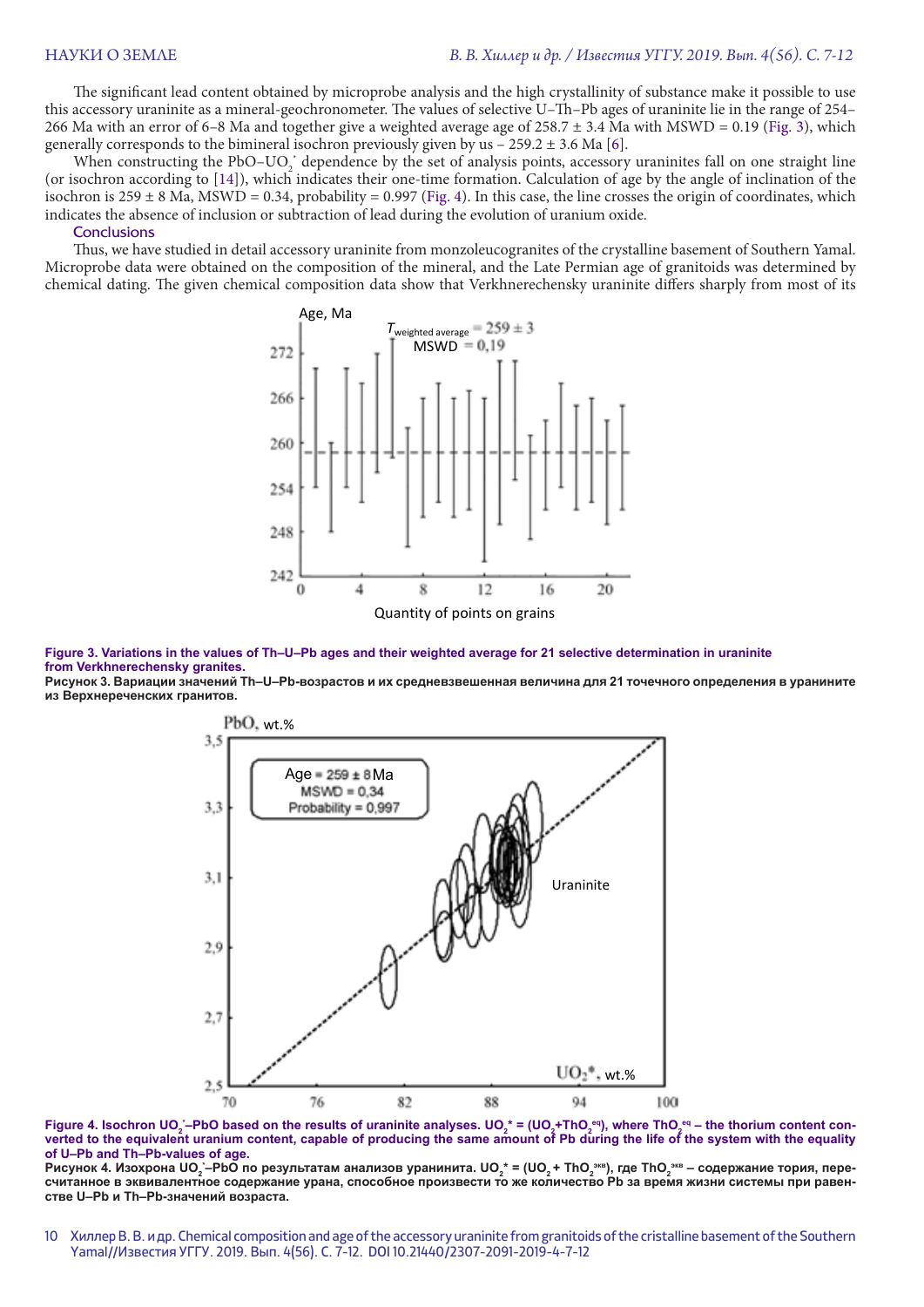The significant lead content obtained by microprobe analysis and the high crystallinity of substance make it possible to use this accessory uraninite as a mineral-geochronometer. The values of selective U–Th–Pb ages of uraninite lie in the range of 254–266 Ma with an error of 6–8 Ma and together give a weighted average age of 258.7 ± 3.4 Ma with MSWD = 0.19 (Fig. 3), which generally corresponds to the bimineral isochron previously given by us – 259.2 ± 3.6 Ma [6].

When constructing the PbO–$UO_2^*$ dependence by the set of analysis points, accessory uraninites fall on one straight line (or isochron according to [14]), which indicates their one-time formation. Calculation of age by the angle of inclination of the isochron is 259 ± 8 Ma, MSWD = 0.34, probability = 0.997 (Fig. 4). In this case, the line crosses the origin of coordinates, which indicates the absence of inclusion or subtraction of lead during the evolution of uranium oxide.

## Conclusions

Thus, we have studied in detail accessory uraninite from monzoleucogranites of the crystalline basement of Southern Yamal. Microprobe data were obtained on the composition of the mineral, and the Late Permian age of granitoids was determined by chemical dating. The given chemical composition data show that Verkhnerechensky uraninite differs sharply from most of its

**Figure 3. Variations in the values of Th–U–Pb ages and their weighted average for 21 selective determination in uraninite from Verkhnerechensky granites.**

**Рисунок 3. Вариации значений Th–U–Pb-возрастов и их средневзвешенная величина для 21 точечного определения в уранините из Верхнереченских гранитов.**

**Figure 4. Isochron $UO_2^*$–PbO based on the results of uraninite analyses. $UO_2^*$ = ($UO_2$+$ThO_2^{eq}$), where $ThO_2^{eq}$ – the thorium content converted to the equivalent uranium content, capable of producing the same amount of Pb during the life of the system with the equality of U–Pb and Th–Pb-values of age.**

**Рисунок 4. Изохрона $UO_2^*$–PbO по результатам анализов уранинита. $UO_2^*$ = ($UO_2$ + $ThO_2^{экв}$), где $ThO_2^{экв}$ – содержание тория, пересчитанное в эквивалентное содержание урана, способное произвести то же количество Pb за время жизни системы при равенстве U–Pb и Th–Pb-значений возраста.**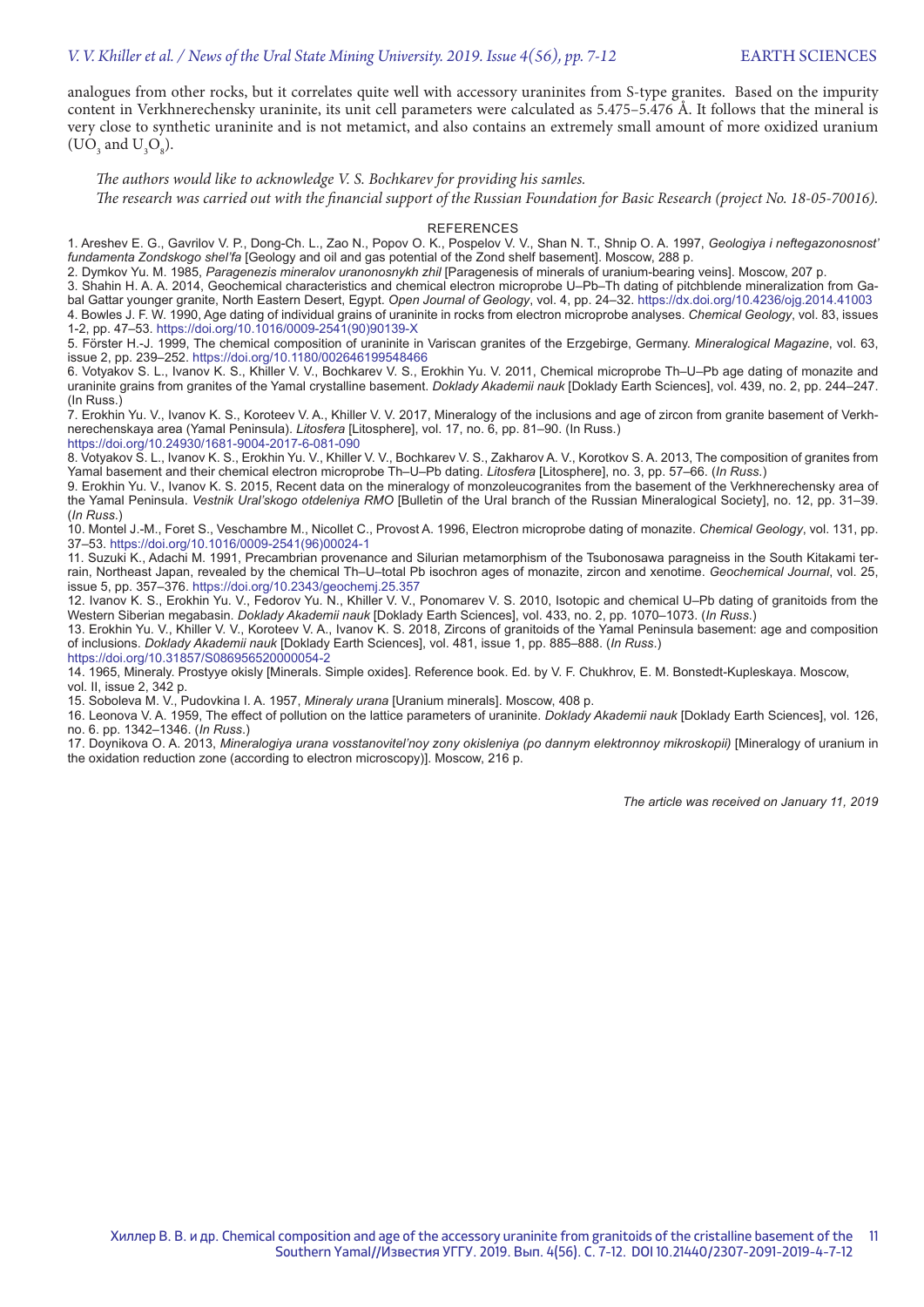analogues from other rocks, but it correlates quite well with accessory uraninites from S-type granites. Based on the impurity content in Verkhnerechensky uraninite, its unit cell parameters were calculated as 5.475–5.476 Å. It follows that the mineral is very close to synthetic uraninite and is not metamict, and also contains an extremely small amount of more oxidized uranium ($UO_3$ and $U_3O_8$).

*The authors would like to acknowledge V. S. Bochkarev for providing his samles.*

*The research was carried out with the financial support of the Russian Foundation for Basic Research (project No. 18-05-70016).*

## REFERENCES

1. Areshev E. G., Gavrilov V. P., Dong-Ch. L., Zao N., Popov O. K., Pospelov V. V., Shan N. T., Shnip O. A. 1997, *Geologiya i neftegazonosnost' fundamenta Zondskogo shel'fa* [Geology and oil and gas potential of the Zond shelf basement]. Moscow, 288 p.
2. Dymkov Yu. M. 1985, *Paragenezis mineralov urановоnosnykh zhil* [Paragenesis of minerals of uranium-bearing veins]. Moscow, 207 p.
3. Shahin H. A. A. 2014, Geochemical characteristics and chemical electron microprobe U–Pb–Th dating of pitchblende mineralization from Gabal Gattar younger granite, North Eastern Desert, Egypt. *Open Journal of Geology*, vol. 4, pp. 24–32. https://dx.doi.org/10.4236/ojg.2014.41003
4. Bowles J. F. W. 1990, Age dating of individual grains of uraninite in rocks from electron microprobe analyses. *Chemical Geology*, vol. 83, issues 1-2, pp. 47–53. https://doi.org/10.1016/0009-2541(90)90139-X
5. Förster H.-J. 1999, The chemical composition of uraninite in Variscan granites of the Erzgebirge, Germany. *Mineralogical Magazine*, vol. 63, issue 2, pp. 239–252. https://doi.org/10.1180/002646199548466
6. Votyakov S. L., Ivanov K. S., Khiller V. V., Bochkarev V. S., Erokhin Yu. V. 2011, Chemical microprobe Th–U–Pb age dating of monazite and uraninite grains from granites of the Yamal crystalline basement. *Doklady Akademii nauk* [Doklady Earth Sciences], vol. 439, no. 2, pp. 244–247. (In Russ.)
7. Erokhin Yu. V., Ivanov K. S., Koroteev V. A., Khiller V. V. 2017, Mineralogy of the inclusions and age of zircon from granite basement of Verkhnerechenskaya area (Yamal Peninsula). *Litosfera* [Litosphere], vol. 17, no. 6, pp. 81–90. (In Russ.) https://doi.org/10.24930/1681-9004-2017-6-081-090
8. Votyakov S. L., Ivanov K. S., Erokhin Yu. V., Khiller V. V., Bochkarev V. S., Zakharov A. V., Korotkov S. A. 2013, The composition of granites from Yamal basement and their chemical electron microprobe Th–U–Pb dating. *Litosfera* [Litosphere], no. 3, pp. 57–66. (*In Russ.*)
9. Erokhin Yu. V., Ivanov K. S. 2015, Recent data on the mineralogy of monzoleucogranites from the basement of the Verkhnerechensky area of the Yamal Peninsula. *Vestnik Ural'skogo otdeleniya RMO* [Bulletin of the Ural branch of the Russian Mineralogical Society], no. 12, pp. 31–39. (*In Russ.*)
10. Montel J.-M., Foret S., Veschambre M., Nicollet C., Provost A. 1996, Electron microprobe dating of monazite. *Chemical Geology*, vol. 131, pp. 37–53. https://doi.org/10.1016/0009-2541(96)00024-1
11. Suzuki K., Adachi M. 1991, Precambrian provenance and Silurian metamorphism of the Tsubonosawa paragneiss in the South Kitakami terrain, Northeast Japan, revealed by the chemical Th–U–total Pb isochron ages of monazite, zircon and xenotime. *Geochemical Journal*, vol. 25, issue 5, pp. 357–376. https://doi.org/10.2343/geochemj.25.357
12. Ivanov K. S., Erokhin Yu. V., Fedorov Yu. N., Khiller V. V., Ponomarev V. S. 2010, Isotopic and chemical U–Pb dating of granitoids from the Western Siberian megabasin. *Doklady Akademii nauk* [Doklady Earth Sciences], vol. 433, no. 2, pp. 1070–1073. (*In Russ.*)
13. Erokhin Yu. V., Khiller V. V., Koroteev V. A., Ivanov K. S. 2018, Zircons of granitoids of the Yamal Peninsula basement: age and composition of inclusions. *Doklady Akademii nauk* [Doklady Earth Sciences], vol. 481, issue 1, pp. 885–888. (*In Russ.*) https://doi.org/10.31857/S086956520000054-2
14. 1965, Mineraly. Prostyye okisly [Minerals. Simple oxides]. Reference book. Ed. by V. F. Chukhrov, E. M. Bonstedt-Kupleskaya. Moscow, vol. II, issue 2, 342 p.
15. Soboleva M. V., Pudovkina I. A. 1957, *Mineraly urana* [Uranium minerals]. Moscow, 408 p.
16. Leonova V. A. 1959, The effect of pollution on the lattice parameters of uraninite. *Doklady Akademii nauk* [Doklady Earth Sciences], vol. 126, no. 6. pp. 1342–1346. (*In Russ.*)
17. Doynikova O. A. 2013, *Mineralogiya urana vosstanovitel'noy zony okisleniya (po dannym elektronnoy mikroskopii)* [Mineralogy of uranium in the oxidation reduction zone (according to electron microscopy)]. Moscow, 216 p.

*The article was received on January 11, 2019*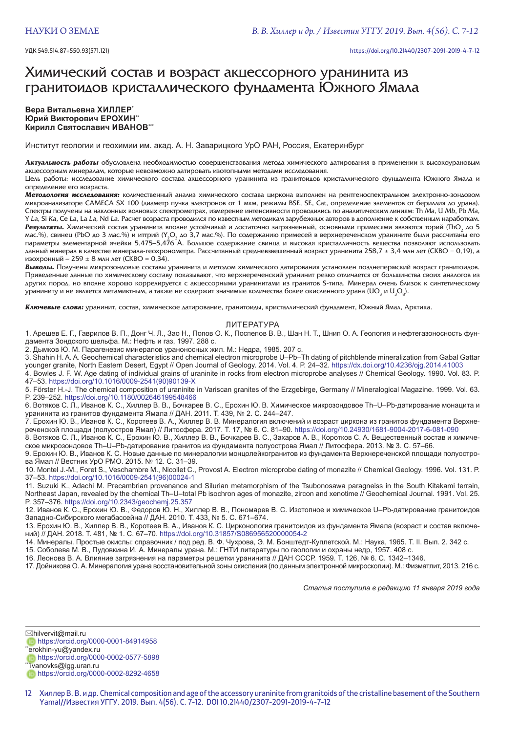УДК 549.514.87+550.93(571.121)

https://doi.org/10.21440/2307-2091-2019-4-7-12

# Химический состав и возраст акцессорного уранинита из гранитоидов кристаллического фундамента Южного Ямала

**Вера Витальевна ХИЛЛЕР**[*]
**Юрий Викторович ЕРОХИН**[**]
**Кирилл Святославич ИВАНОВ**[***]

Институт геологии и геохимии им. акад. А. Н. Заварицкого УрО РАН, Россия, Екатеринбург

***Актуальность работы*** обусловлена необходимостью совершенствования метода химического датирования в применении к высокоурановым акцессорным минералам, которые невозможно датировать изотопными методами исследования.

Цель работы: исследование химического состава акцессорного уранинита из гранитоидов кристаллического фундамента Южного Ямала и определение его возраста.

***Методология исследования:*** количественный анализ химического состава циркона выполнен на рентгеноспектральном электронно-зондовом микроанализаторе CAMECA SX 100 (диаметр пучка электронов от 1 мкм, режимы BSE, SE, Cat, определение элементов от бериллия до урана). Спектры получены на наклонных волновых спектрометрах, измерение интенсивности проводились по аналитическим линиям: Th *Mα*, U *Mb*, Pb *Mα*, Y *Lα*, Si *Kα*, Ce *Lα*, La *Lα*, Nd *Lα*. Расчет возраста проводился по известным методикам зарубежных авторов в дополнение к собственным наработкам.

***Результаты.*** Химический состав уранинита вполне устойчивый и достаточно загрязненный, основными примесями являются торий ($ThO_2$ до 5 мас.%), свинец (PbO до 3 мас.%) и иттрий ($Y_2O_3$ до 3,7 мас.%). По содержанию примесей в верхнереченском уранините были рассчитаны его параметры элементарной ячейки 5,475–5,476 Å. Большое содержание свинца и высокая кристалличность вещества позволяют использовать данный минерал в качестве минерала-геохронометра. Рассчитанный средневзвешенный возраст уранинита 258,7 ± 3,4 млн лет (СКВО = 0,19), а изохронный – 259 ± 8 млн лет (СКВО = 0,34).

***Выводы.*** Получены микрозондовые составы уранинита и методом химического датирования установлен позднепермский возраст гранитоидов. Приведенные данные по химическому составу показывают, что верхнереченский уранинит резко отличается от большинства своих аналогов из других пород, но вполне хорошо коррелируется с акцессорными уранинитами из гранитов S-типа. Минерал очень близок к синтетическому ураниниту и не является метамиктным, а также не содержит значимые количества более окисленного урана ($UO_3$ и $U_3O_8$).

***Ключевые слова:*** уранинит, состав, химическое датирование, гранитоиды, кристаллический фундамент, Южный Ямал, Арктика.

## ЛИТЕРАТУРА

1. Арешев Е. Г., Гаврилов В. П., Донг Ч. Л., Зао Н., Попов О. К., Поспелов В. В., Шан Н. Т., Шнип О. А. Геология и нефтегазоносность фундамента Зондского шельфа. М.: Нефть и газ, 1997. 288 с.
2. Дымков Ю. М. Парагенезис минералов урановносных жил. М.: Недра, 1985. 207 с.
3. Shahin H. A. A. Geochemical characteristics and chemical electron microprobe U–Pb–Th dating of pitchblende mineralization from Gabal Gattar younger granite, North Eastern Desert, Egypt // Open Journal of Geology. 2014. Vol. 4. P. 24–32. https://dx.doi.org/10.4236/ojg.2014.41003
4. Bowles J. F. W. Age dating of individual grains of uraninite in rocks from electron microprobe analyses // Chemical Geology. 1990. Vol. 83. P. 47–53. https://doi.org/10.1016/0009-2541(90)90139-X
5. Förster H.-J. The chemical composition of uraninite in Variscan granites of the Erzgebirge, Germany // Mineralogical Magazine. 1999. Vol. 63. P. 239–252. https://doi.org/10.1180/002646199548466
6. Вотяков С. Л., Иванов К. С., Хиллер В. В., Бочкарев В. С., Ерохин Ю. В. Химическое микрозондовое Th–U–Pb-датирование монацита и уранинита из гранитов фундамента Ямала // ДАН. 2011. Т. 439, № 2. С. 244–247.
7. Ерохин Ю. В., Иванов К. С., Коротеев В. А., Хиллер В. В. Минералогия включений и возраст циркона из гранитов фундамента Верхнереченской площади (полуостров Ямал) // Литосфера. 2017. Т. 17, № 6. С. 81–90. https://doi.org/10.24930/1681-9004-2017-6-081-090
8. Вотяков С. Л., Иванов К. С., Ерохин Ю. В., Хиллер В. В., Бочкарев В. С., Захаров А. В., Коротков С. А. Вещественный состав и химическое микрозондовое Th–U–Pb-датирование гранитов из фундамента полуострова Ямал // Литосфера. 2013. № 3. С. 57–66.
9. Ерохин Ю. В., Иванов К. С. Новые данные по минералогии монцолейкогранитов из фундамента Верхнереченской площади полуострова Ямал // Вестник УрО РМО. 2015. № 12. С. 31–39.
10. Montel J.-M., Foret S., Veschambre M., Nicollet C., Provost A. Electron microprobe dating of monazite // Chemical Geology. 1996. Vol. 131. P. 37–53. https://doi.org/10.1016/0009-2541(96)00024-1
11. Suzuki K., Adachi M. Precambrian provenance and Silurian metamorphism of the Tsubonosawa paragneiss in the South Kitakami terrain, Northeast Japan, revealed by the chemical Th–U–total Pb isochron ages of monazite, zircon and xenotime // Geochemical Journal. 1991. Vol. 25. P. 357–376. https://doi.org/10.2343/geochemj.25.357
12. Иванов К. С., Ерохин Ю. В., Федоров Ю. Н., Хиллер В. В., Пономарев В. С. Изотопное и химическое U–Pb-датирование гранитоидов Западно-Сибирского мегабассейна // ДАН. 2010. Т. 433, № 5. С. 671–674.
13. Ерохин Ю. В., Хиллер В. В., Коротеев В. А., Иванов К. С. Цирконология гранитоидов из фундамента Ямала (возраст и состав включений) // ДАН. 2018. Т. 481, № 1. С. 67–70. https://doi.org/10.31857/S086956520000054-2
14. Минералы. Простые окислы: справочник / под ред. В. Ф. Чухрова, Э. М. Бонштедт-Куплетской. М.: Наука, 1965. Т. II. Вып. 2. 342 с.
15. Соболева М. В., Пудовкина И. А. Минералы урана. М.: ГНТИ литературы по геологии и охраны недр, 1957. 408 с.
16. Леонова В. А. Влияние загрязнения на параметры решетки уранинита // ДАН СССР. 1959. Т. 126, № 6. С. 1342–1346.
17. Дойникова О. А. Минералогия урана восстановительной зоны окисления (по данным электронной микроскопии). М.: Физматлит, 2013. 216 с.

*Статья поступила в редакцию 11 января 2019 года*

[*] hilvervit@mail.ru https://orcid.org/0000-0001-84914958
[**] erokhin-yu@yandex.ru https://orcid.org/0000-0002-0577-5898
[***] ivanovks@igg.uran.ru https://orcid.org/0000-0002-8292-4658

Хиллер В. В. и др. Chemical composition and age of the accessory uraninite from granitoids of the cristalline basement of the Southern Yamal//Известия УГГУ. 2019. Вып. 4(56). С. 7-12. DOI 10.21440/2307-2091-2019-4-7-12